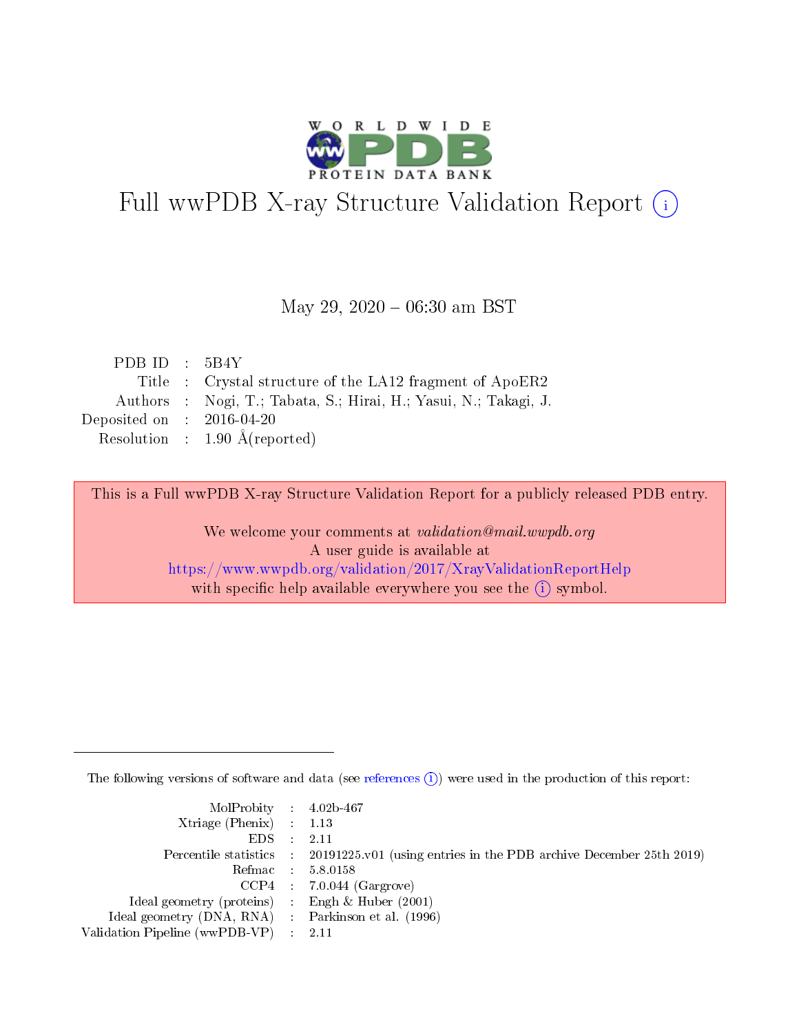# Full wwPDB X-ray Structure Validation Report (i)

May 29, 2020 – 06:30 am BST

| | | |
|---|---|---|
| PDB ID | : | 5B4Y |
| Title | : | Crystal structure of the LA12 fragment of ApoER2 |
| Authors | : | Nogi, T.; Tabata, S.; Hirai, H.; Yasui, N.; Takagi, J. |
| Deposited on | : | 2016-04-20 |
| Resolution | : | 1.90 Å(reported) |

This is a Full wwPDB X-ray Structure Validation Report for a publicly released PDB entry.

We welcome your comments at *validation@mail.wwpdb.org*
A user guide is available at
https://www.wwpdb.org/validation/2017/XrayValidationReportHelp
with specific help available everywhere you see the (i) symbol.

---

The following versions of software and data (see references (i)) were used in the production of this report:

| | | |
|---|---|---|
| MolProbity | : | 4.02b-467 |
| Xtriage (Phenix) | : | 1.13 |
| EDS | : | 2.11 |
| Percentile statistics | : | 20191225.v01 (using entries in the PDB archive December 25th 2019) |
| Refmac | : | 5.8.0158 |
| CCP4 | : | 7.0.044 (Gargrove) |
| Ideal geometry (proteins) | : | Engh & Huber (2001) |
| Ideal geometry (DNA, RNA) | : | Parkinson et al. (1996) |
| Validation Pipeline (wwPDB-VP) | : | 2.11 |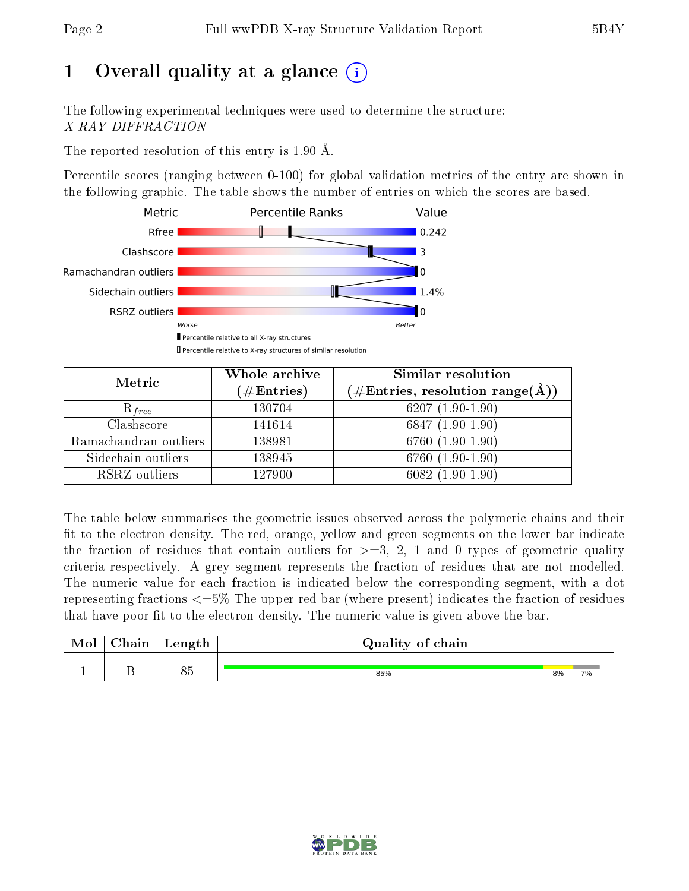# 1 Overall quality at a glance (i)

The following experimental techniques were used to determine the structure:
*X-RAY DIFFRACTION*

The reported resolution of this entry is 1.90 Å.

Percentile scores (ranging between 0-100) for global validation metrics of the entry are shown in the following graphic. The table shows the number of entries on which the scores are based.

| Metric | Value |
|---|---|
| Rfree | 0.242 |
| Clashscore | 3 |
| Ramachandran outliers | 0 |
| Sidechain outliers | 1.4% |
| RSRZ outliers | 0 |

Worse — Better

Percentile relative to all X-ray structures
Percentile relative to X-ray structures of similar resolution

| Metric | Whole archive (#Entries) | Similar resolution (#Entries, resolution range(Å)) |
|---|---|---|
| $R_{free}$ | 130704 | 6207 (1.90-1.90) |
| Clashscore | 141614 | 6847 (1.90-1.90) |
| Ramachandran outliers | 138981 | 6760 (1.90-1.90) |
| Sidechain outliers | 138945 | 6760 (1.90-1.90) |
| RSRZ outliers | 127900 | 6082 (1.90-1.90) |

The table below summarises the geometric issues observed across the polymeric chains and their fit to the electron density. The red, orange, yellow and green segments on the lower bar indicate the fraction of residues that contain outliers for >=3, 2, 1 and 0 types of geometric quality criteria respectively. A grey segment represents the fraction of residues that are not modelled. The numeric value for each fraction is indicated below the corresponding segment, with a dot representing fractions <=5% The upper red bar (where present) indicates the fraction of residues that have poor fit to the electron density. The numeric value is given above the bar.

| Mol | Chain | Length | Quality of chain |
|---|---|---|---|
| 1 | B | 85 | 85% 8% 7% |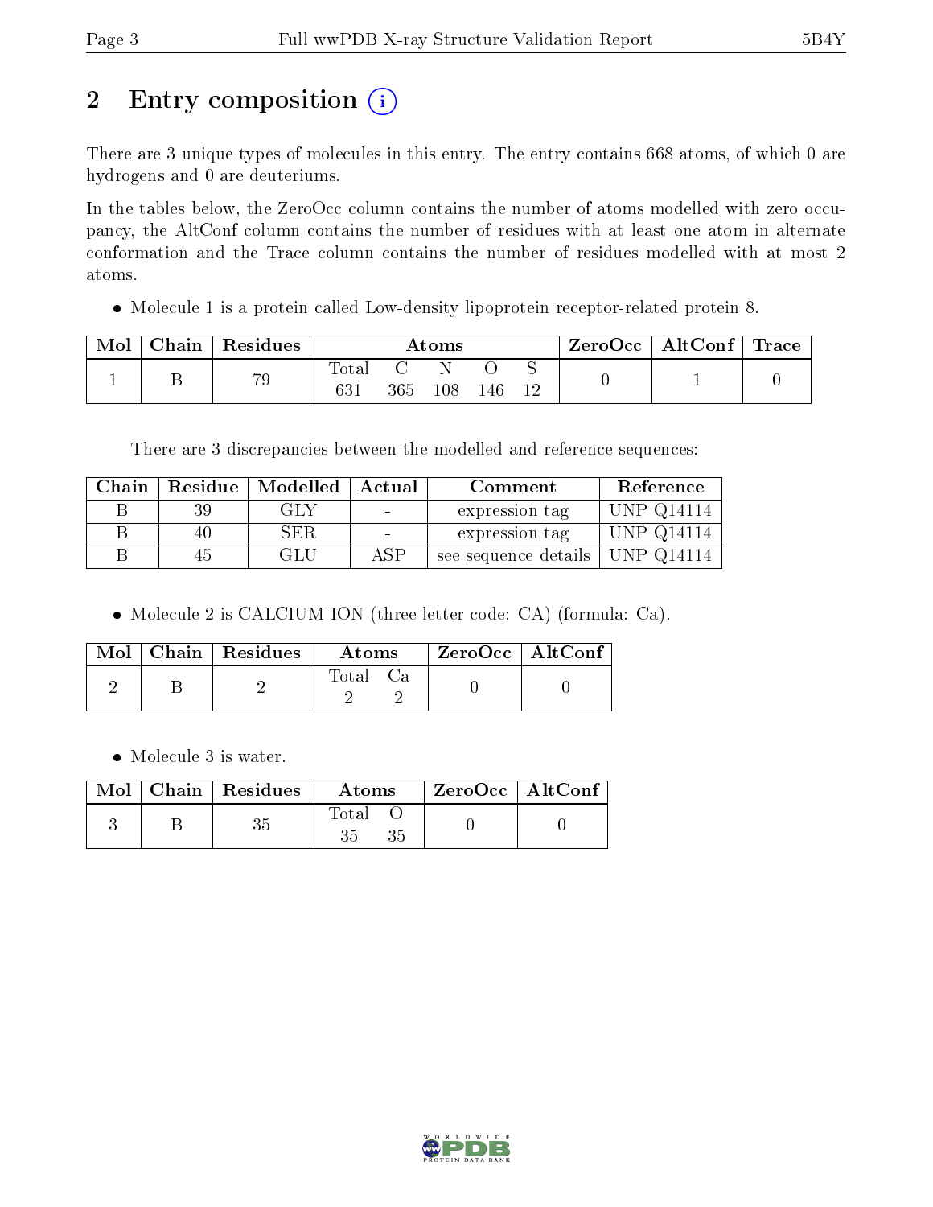# 2 Entry composition (i)

There are 3 unique types of molecules in this entry. The entry contains 668 atoms, of which 0 are hydrogens and 0 are deuteriums.

In the tables below, the ZeroOcc column contains the number of atoms modelled with zero occupancy, the AltConf column contains the number of residues with at least one atom in alternate conformation and the Trace column contains the number of residues modelled with at most 2 atoms.

- Molecule 1 is a protein called Low-density lipoprotein receptor-related protein 8.

| Mol | Chain | Residues | Atoms | | | | | ZeroOcc | AltConf | Trace |
|---|---|---|---|---|---|---|---|---|---|---|
| | | | Total | C | N | O | S | | | |
| 1 | B | 79 | 631 | 365 | 108 | 146 | 12 | 0 | 1 | 0 |

There are 3 discrepancies between the modelled and reference sequences:

| Chain | Residue | Modelled | Actual | Comment | Reference |
|---|---|---|---|---|---|
| B | 39 | GLY | - | expression tag | UNP Q14114 |
| B | 40 | SER | - | expression tag | UNP Q14114 |
| B | 45 | GLU | ASP | see sequence details | UNP Q14114 |

- Molecule 2 is CALCIUM ION (three-letter code: CA) (formula: Ca).

| Mol | Chain | Residues | Atoms | | ZeroOcc | AltConf |
|---|---|---|---|---|---|---|
| | | | Total | Ca | | |
| 2 | B | 2 | 2 | 2 | 0 | 0 |

- Molecule 3 is water.

| Mol | Chain | Residues | Atoms | | ZeroOcc | AltConf |
|---|---|---|---|---|---|---|
| | | | Total | O | | |
| 3 | B | 35 | 35 | 35 | 0 | 0 |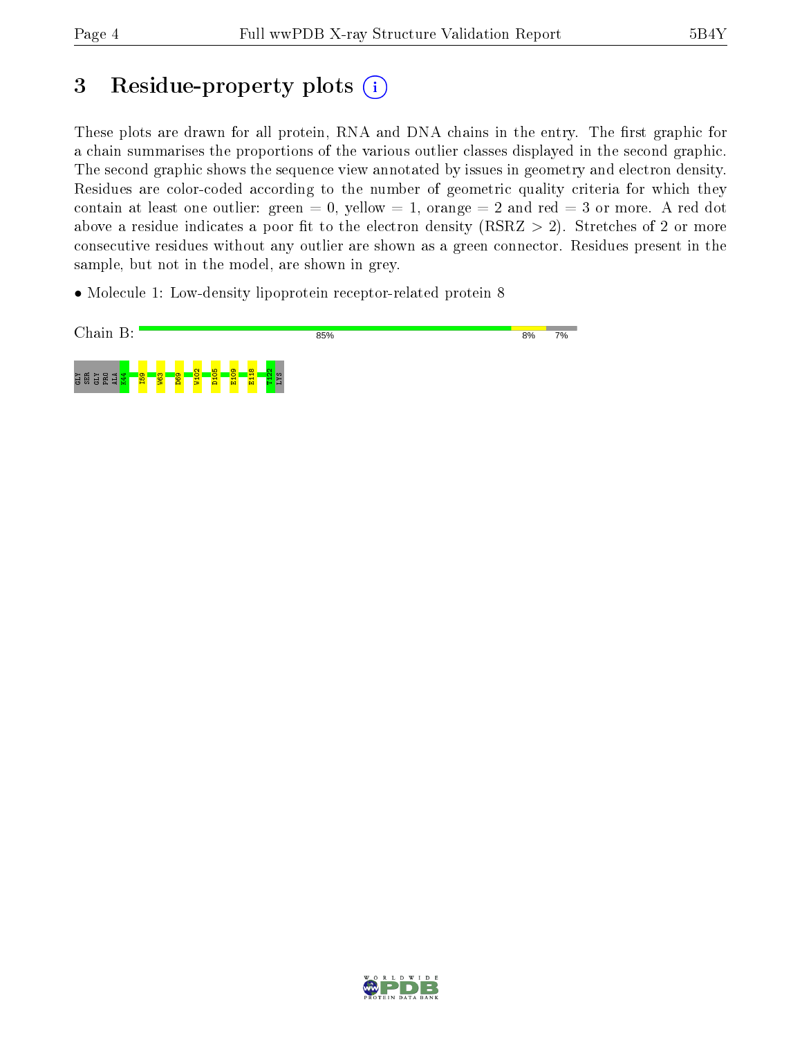# 3 Residue-property plots

These plots are drawn for all protein, RNA and DNA chains in the entry. The first graphic for a chain summarises the proportions of the various outlier classes displayed in the second graphic. The second graphic shows the sequence view annotated by issues in geometry and electron density. Residues are color-coded according to the number of geometric quality criteria for which they contain at least one outlier: green = 0, yellow = 1, orange = 2 and red = 3 or more. A red dot above a residue indicates a poor fit to the electron density (RSRZ > 2). Stretches of 2 or more consecutive residues without any outlier are shown as a green connector. Residues present in the sample, but not in the model, are shown in grey.

- Molecule 1: Low-density lipoprotein receptor-related protein 8

Chain B: 85% 8% 7%

GLY SER GLY PRO ALA K44 I59 W63 D69 W102 D105 E109 E118 T122 LYS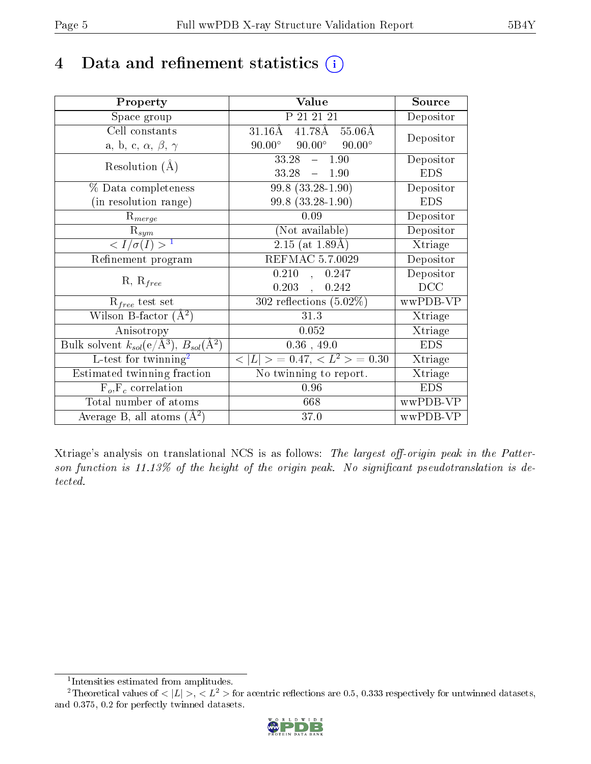# 4 Data and refinement statistics

| Property | Value | Source |
|---|---|---|
| Space group | P 21 21 21 | Depositor |
| Cell constants<br>a, b, c, $\alpha$, $\beta$, $\gamma$ | 31.16Å 41.78Å 55.06Å<br>90.00° 90.00° 90.00° | Depositor |
| Resolution (Å) | 33.28 – 1.90<br>33.28 – 1.90 | Depositor<br>EDS |
| % Data completeness<br>(in resolution range) | 99.8 (33.28-1.90)<br>99.8 (33.28-1.90) | Depositor<br>EDS |
| $R_{merge}$ | 0.09 | Depositor |
| $R_{sym}$ | (Not available) | Depositor |
| $< I/\sigma(I) >$ [1] | 2.15 (at 1.89Å) | Xtriage |
| Refinement program | REFMAC 5.7.0029 | Depositor |
| R, $R_{free}$ | 0.210 , 0.247<br>0.203 , 0.242 | Depositor<br>DCC |
| $R_{free}$ test set | 302 reflections (5.02%) | wwPDB-VP |
| Wilson B-factor (Å$^2$) | 31.3 | Xtriage |
| Anisotropy | 0.052 | Xtriage |
| Bulk solvent $k_{sol}$(e/Å$^3$), $B_{sol}$(Å$^2$) | 0.36 , 49.0 | EDS |
| L-test for twinning[2] | $< \|L\| >$ = 0.47, $< L^2 >$ = 0.30 | Xtriage |
| Estimated twinning fraction | No twinning to report. | Xtriage |
| $F_o$,$F_c$ correlation | 0.96 | EDS |
| Total number of atoms | 668 | wwPDB-VP |
| Average B, all atoms (Å$^2$) | 37.0 | wwPDB-VP |

Xtriage's analysis on translational NCS is as follows: *The largest off-origin peak in the Patterson function is 11.13% of the height of the origin peak. No significant pseudotranslation is detected.*

[1] Intensities estimated from amplitudes.

[2] Theoretical values of $< |L| >$, $< L^2 >$ for acentric reflections are 0.5, 0.333 respectively for untwinned datasets, and 0.375, 0.2 for perfectly twinned datasets.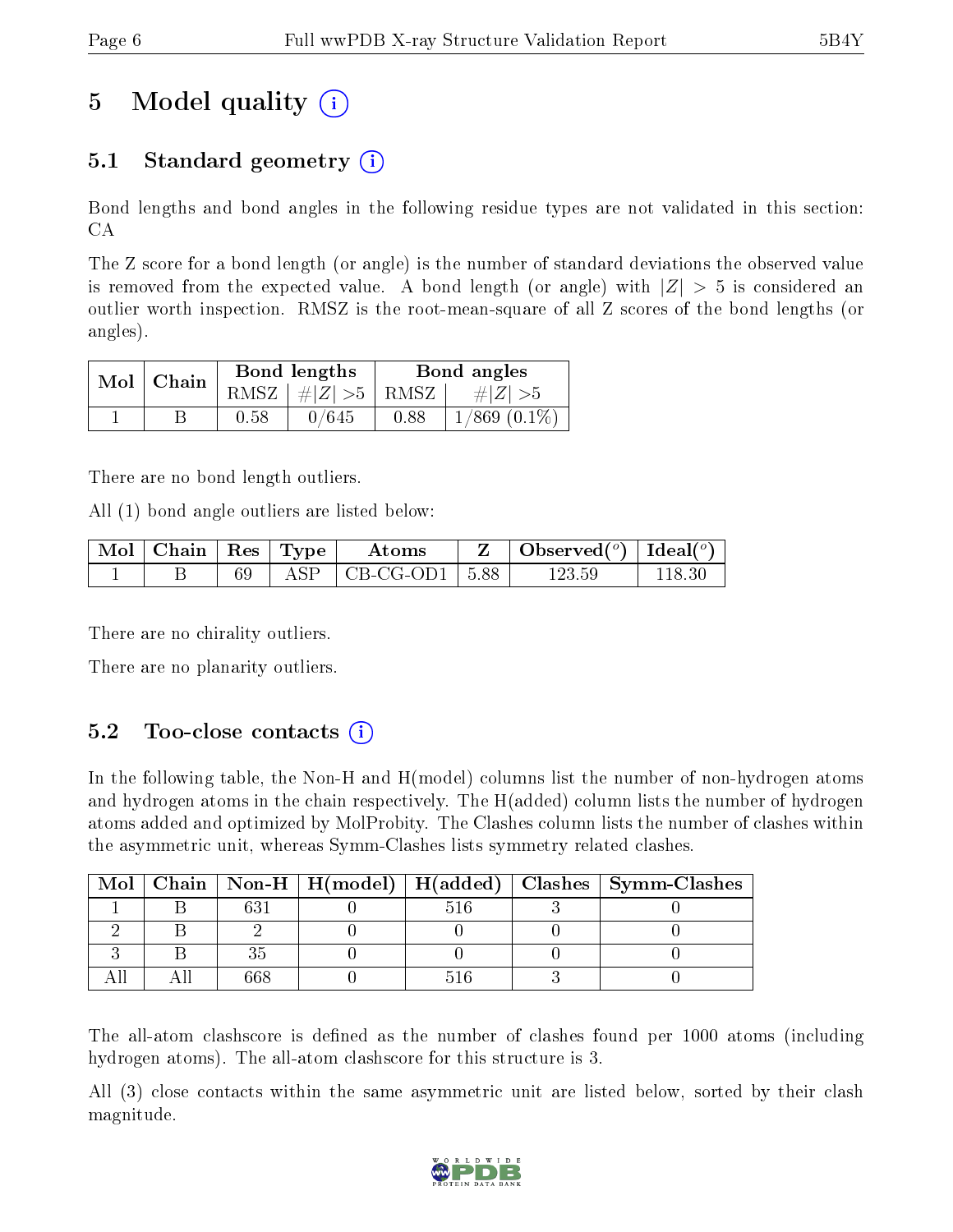# 5 Model quality (i)

## 5.1 Standard geometry (i)

Bond lengths and bond angles in the following residue types are not validated in this section: CA

The Z score for a bond length (or angle) is the number of standard deviations the observed value is removed from the expected value. A bond length (or angle) with $|Z| > 5$ is considered an outlier worth inspection. RMSZ is the root-mean-square of all Z scores of the bond lengths (or angles).

| Mol | Chain | Bond lengths | | Bond angles | |
|---|---|---|---|---|---|
| | | RMSZ | #$\|Z\|$ >5 | RMSZ | #$\|Z\|$ >5 |
| 1 | B | 0.58 | 0/645 | 0.88 | 1/869 (0.1%) |

There are no bond length outliers.

All (1) bond angle outliers are listed below:

| Mol | Chain | Res | Type | Atoms | Z | Observed(°) | Ideal(°) |
|---|---|---|---|---|---|---|---|
| 1 | B | 69 | ASP | CB-CG-OD1 | 5.88 | 123.59 | 118.30 |

There are no chirality outliers.

There are no planarity outliers.

## 5.2 Too-close contacts (i)

In the following table, the Non-H and H(model) columns list the number of non-hydrogen atoms and hydrogen atoms in the chain respectively. The H(added) column lists the number of hydrogen atoms added and optimized by MolProbity. The Clashes column lists the number of clashes within the asymmetric unit, whereas Symm-Clashes lists symmetry related clashes.

| Mol | Chain | Non-H | H(model) | H(added) | Clashes | Symm-Clashes |
|---|---|---|---|---|---|---|
| 1 | B | 631 | 0 | 516 | 3 | 0 |
| 2 | B | 2 | 0 | 0 | 0 | 0 |
| 3 | B | 35 | 0 | 0 | 0 | 0 |
| All | All | 668 | 0 | 516 | 3 | 0 |

The all-atom clashscore is defined as the number of clashes found per 1000 atoms (including hydrogen atoms). The all-atom clashscore for this structure is 3.

All (3) close contacts within the same asymmetric unit are listed below, sorted by their clash magnitude.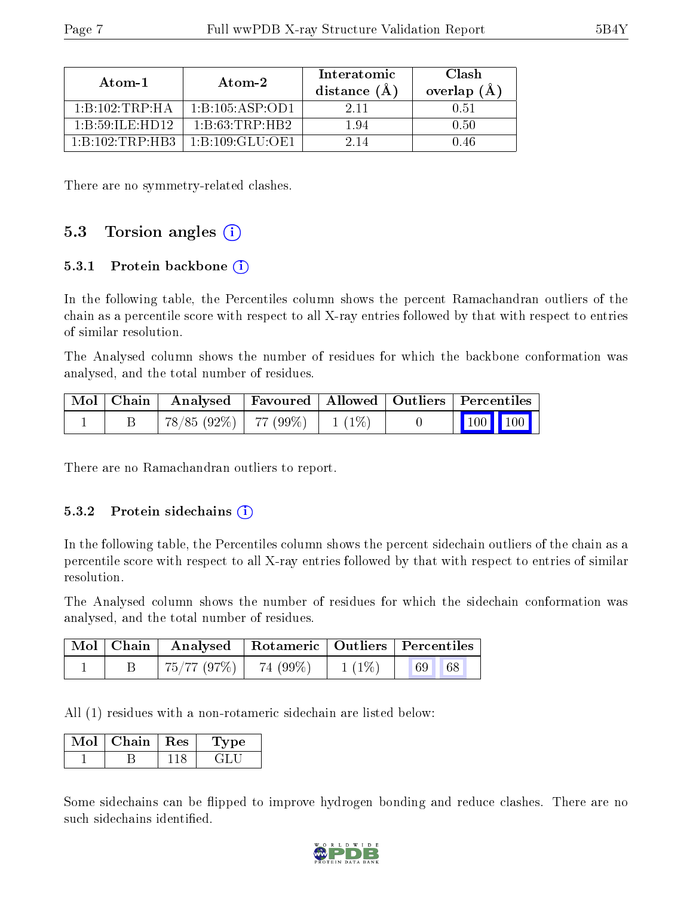| Atom-1 | Atom-2 | Interatomic distance (Å) | Clash overlap (Å) |
|---|---|---|---|
| 1:B:102:TRP:HA | 1:B:105:ASP:OD1 | 2.11 | 0.51 |
| 1:B:59:ILE:HD12 | 1:B:63:TRP:HB2 | 1.94 | 0.50 |
| 1:B:102:TRP:HB3 | 1:B:109:GLU:OE1 | 2.14 | 0.46 |

There are no symmetry-related clashes.

## 5.3 Torsion angles

### 5.3.1 Protein backbone

In the following table, the Percentiles column shows the percent Ramachandran outliers of the chain as a percentile score with respect to all X-ray entries followed by that with respect to entries of similar resolution.

The Analysed column shows the number of residues for which the backbone conformation was analysed, and the total number of residues.

| Mol | Chain | Analysed | Favoured | Allowed | Outliers | Percentiles | |
|---|---|---|---|---|---|---|---|
| 1 | B | 78/85 (92%) | 77 (99%) | 1 (1%) | 0 | 100 | 100 |

There are no Ramachandran outliers to report.

### 5.3.2 Protein sidechains

In the following table, the Percentiles column shows the percent sidechain outliers of the chain as a percentile score with respect to all X-ray entries followed by that with respect to entries of similar resolution.

The Analysed column shows the number of residues for which the sidechain conformation was analysed, and the total number of residues.

| Mol | Chain | Analysed | Rotameric | Outliers | Percentiles | |
|---|---|---|---|---|---|---|
| 1 | B | 75/77 (97%) | 74 (99%) | 1 (1%) | 69 | 68 |

All (1) residues with a non-rotameric sidechain are listed below:

| Mol | Chain | Res | Type |
|---|---|---|---|
| 1 | B | 118 | GLU |

Some sidechains can be flipped to improve hydrogen bonding and reduce clashes. There are no such sidechains identified.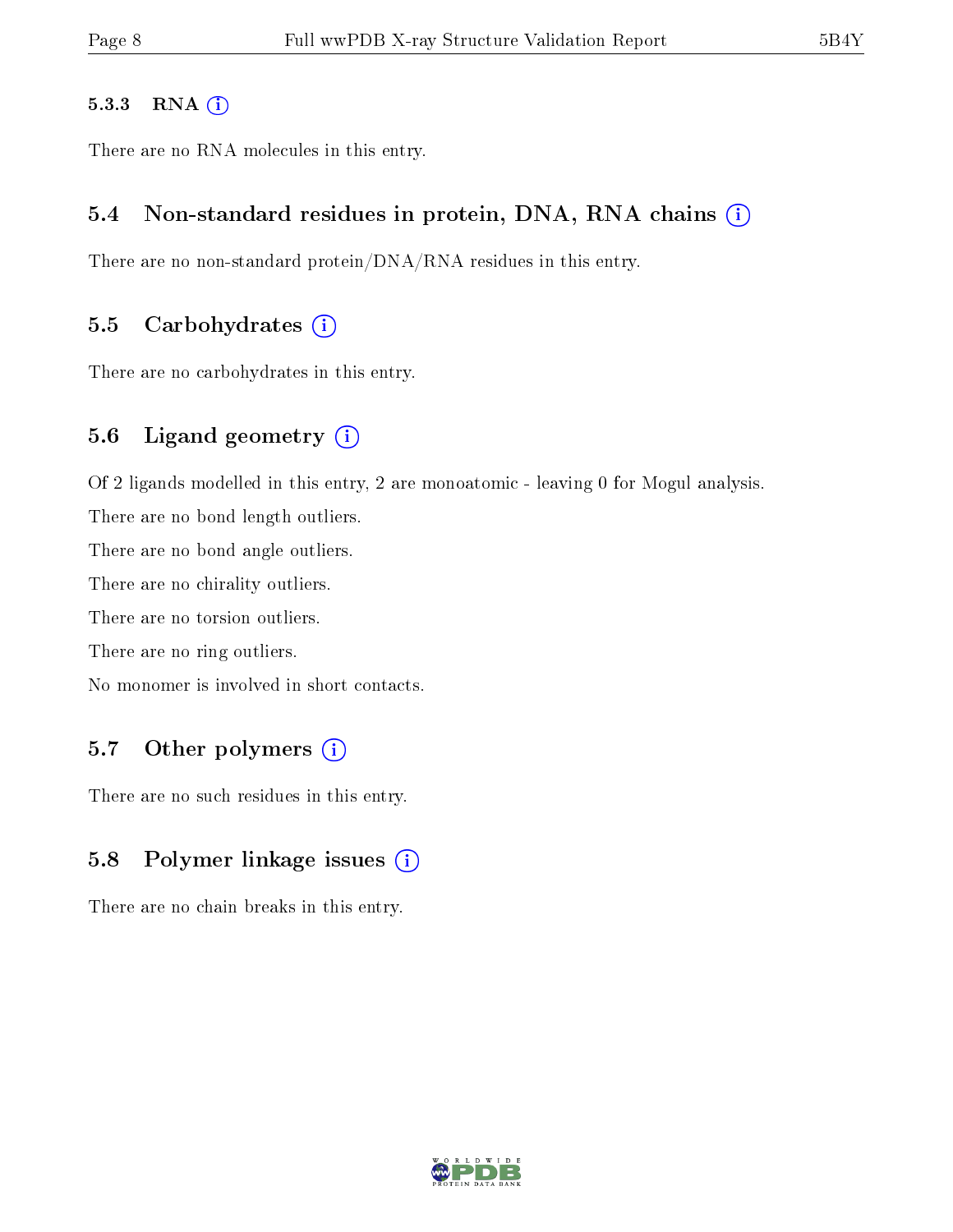#### 5.3.3 RNA (i)

There are no RNA molecules in this entry.

### 5.4 Non-standard residues in protein, DNA, RNA chains (i)

There are no non-standard protein/DNA/RNA residues in this entry.

### 5.5 Carbohydrates (i)

There are no carbohydrates in this entry.

### 5.6 Ligand geometry (i)

Of 2 ligands modelled in this entry, 2 are monoatomic - leaving 0 for Mogul analysis.

There are no bond length outliers.

There are no bond angle outliers.

There are no chirality outliers.

There are no torsion outliers.

There are no ring outliers.

No monomer is involved in short contacts.

### 5.7 Other polymers (i)

There are no such residues in this entry.

### 5.8 Polymer linkage issues (i)

There are no chain breaks in this entry.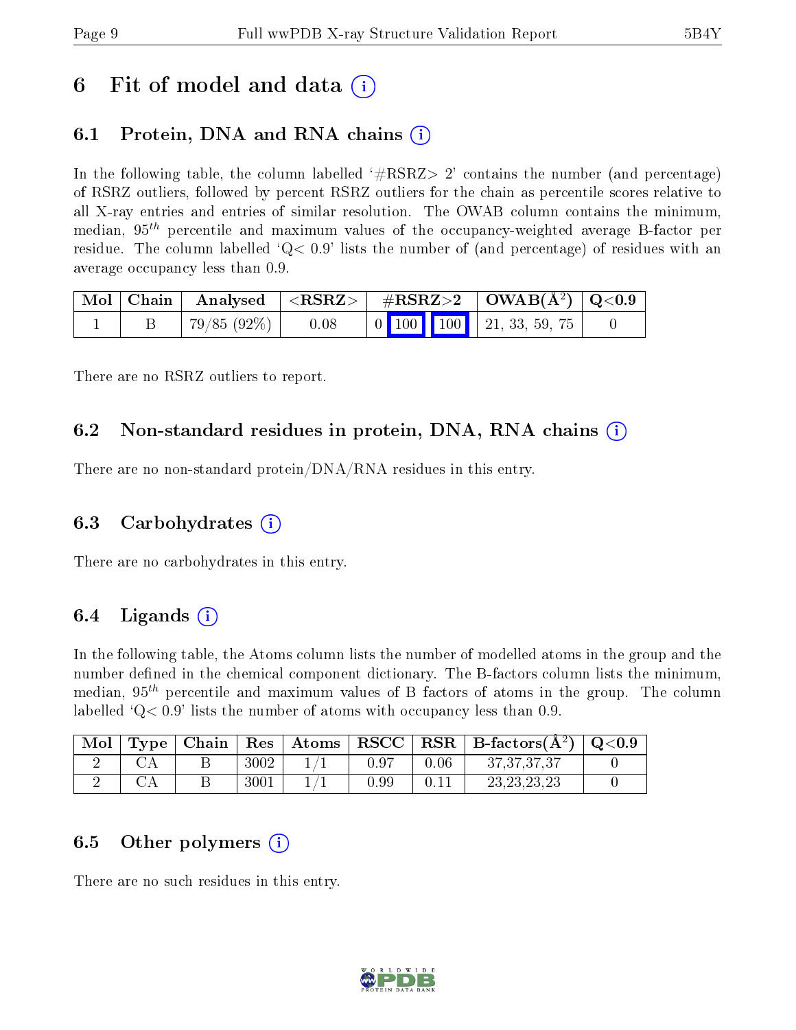# 6 Fit of model and data

## 6.1 Protein, DNA and RNA chains

In the following table, the column labelled '#RSRZ> 2' contains the number (and percentage) of RSRZ outliers, followed by percent RSRZ outliers for the chain as percentile scores relative to all X-ray entries and entries of similar resolution. The OWAB column contains the minimum, median, $95^{th}$ percentile and maximum values of the occupancy-weighted average B-factor per residue. The column labelled 'Q< 0.9' lists the number of (and percentage) of residues with an average occupancy less than 0.9.

| Mol | Chain | Analysed | <RSRZ> | #RSRZ>2 | OWAB(Å$^2$) | Q<0.9 |
|---|---|---|---|---|---|---|
| 1 | B | 79/85 (92%) | 0.08 | 0 100 100 | 21, 33, 59, 75 | 0 |

There are no RSRZ outliers to report.

## 6.2 Non-standard residues in protein, DNA, RNA chains

There are no non-standard protein/DNA/RNA residues in this entry.

## 6.3 Carbohydrates

There are no carbohydrates in this entry.

## 6.4 Ligands

In the following table, the Atoms column lists the number of modelled atoms in the group and the number defined in the chemical component dictionary. The B-factors column lists the minimum, median, $95^{th}$ percentile and maximum values of B factors of atoms in the group. The column labelled 'Q< 0.9' lists the number of atoms with occupancy less than 0.9.

| Mol | Type | Chain | Res | Atoms | RSCC | RSR | B-factors(Å$^2$) | Q<0.9 |
|---|---|---|---|---|---|---|---|---|
| 2 | CA | B | 3002 | 1/1 | 0.97 | 0.06 | 37,37,37,37 | 0 |
| 2 | CA | B | 3001 | 1/1 | 0.99 | 0.11 | 23,23,23,23 | 0 |

## 6.5 Other polymers

There are no such residues in this entry.